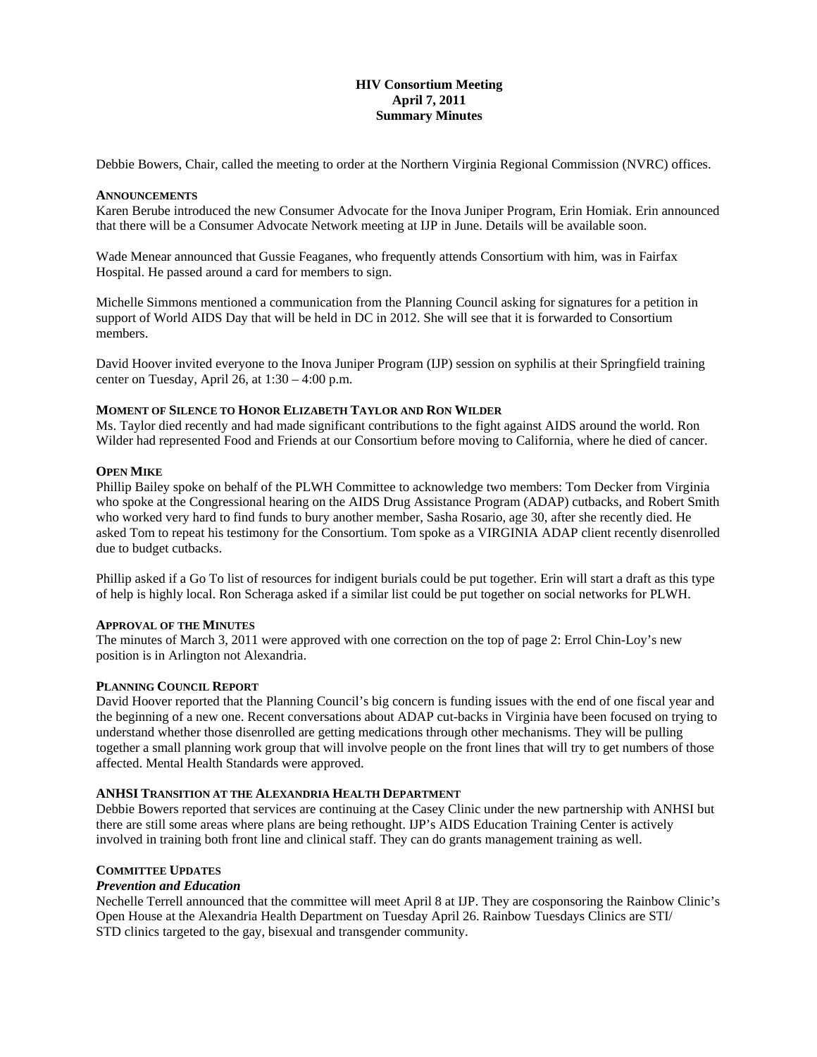**HIV Consortium Meeting**
**April 7, 2011**
**Summary Minutes**

Debbie Bowers, Chair, called the meeting to order at the Northern Virginia Regional Commission (NVRC) offices.

### ANNOUNCEMENTS

Karen Berube introduced the new Consumer Advocate for the Inova Juniper Program, Erin Homiak. Erin announced that there will be a Consumer Advocate Network meeting at IJP in June. Details will be available soon.

Wade Menear announced that Gussie Feaganes, who frequently attends Consortium with him, was in Fairfax Hospital. He passed around a card for members to sign.

Michelle Simmons mentioned a communication from the Planning Council asking for signatures for a petition in support of World AIDS Day that will be held in DC in 2012. She will see that it is forwarded to Consortium members.

David Hoover invited everyone to the Inova Juniper Program (IJP) session on syphilis at their Springfield training center on Tuesday, April 26, at 1:30 – 4:00 p.m.

### MOMENT OF SILENCE TO HONOR ELIZABETH TAYLOR AND RON WILDER

Ms. Taylor died recently and had made significant contributions to the fight against AIDS around the world. Ron Wilder had represented Food and Friends at our Consortium before moving to California, where he died of cancer.

### OPEN MIKE

Phillip Bailey spoke on behalf of the PLWH Committee to acknowledge two members: Tom Decker from Virginia who spoke at the Congressional hearing on the AIDS Drug Assistance Program (ADAP) cutbacks, and Robert Smith who worked very hard to find funds to bury another member, Sasha Rosario, age 30, after she recently died. He asked Tom to repeat his testimony for the Consortium. Tom spoke as a VIRGINIA ADAP client recently disenrolled due to budget cutbacks.

Phillip asked if a Go To list of resources for indigent burials could be put together. Erin will start a draft as this type of help is highly local. Ron Scheraga asked if a similar list could be put together on social networks for PLWH.

### APPROVAL OF THE MINUTES

The minutes of March 3, 2011 were approved with one correction on the top of page 2: Errol Chin-Loy's new position is in Arlington not Alexandria.

### PLANNING COUNCIL REPORT

David Hoover reported that the Planning Council's big concern is funding issues with the end of one fiscal year and the beginning of a new one. Recent conversations about ADAP cut-backs in Virginia have been focused on trying to understand whether those disenrolled are getting medications through other mechanisms. They will be pulling together a small planning work group that will involve people on the front lines that will try to get numbers of those affected. Mental Health Standards were approved.

### ANHSI TRANSITION AT THE ALEXANDRIA HEALTH DEPARTMENT

Debbie Bowers reported that services are continuing at the Casey Clinic under the new partnership with ANHSI but there are still some areas where plans are being rethought. IJP's AIDS Education Training Center is actively involved in training both front line and clinical staff. They can do grants management training as well.

### COMMITTEE UPDATES

#### *Prevention and Education*

Nechelle Terrell announced that the committee will meet April 8 at IJP. They are cosponsoring the Rainbow Clinic's Open House at the Alexandria Health Department on Tuesday April 26. Rainbow Tuesdays Clinics are STI/STD clinics targeted to the gay, bisexual and transgender community.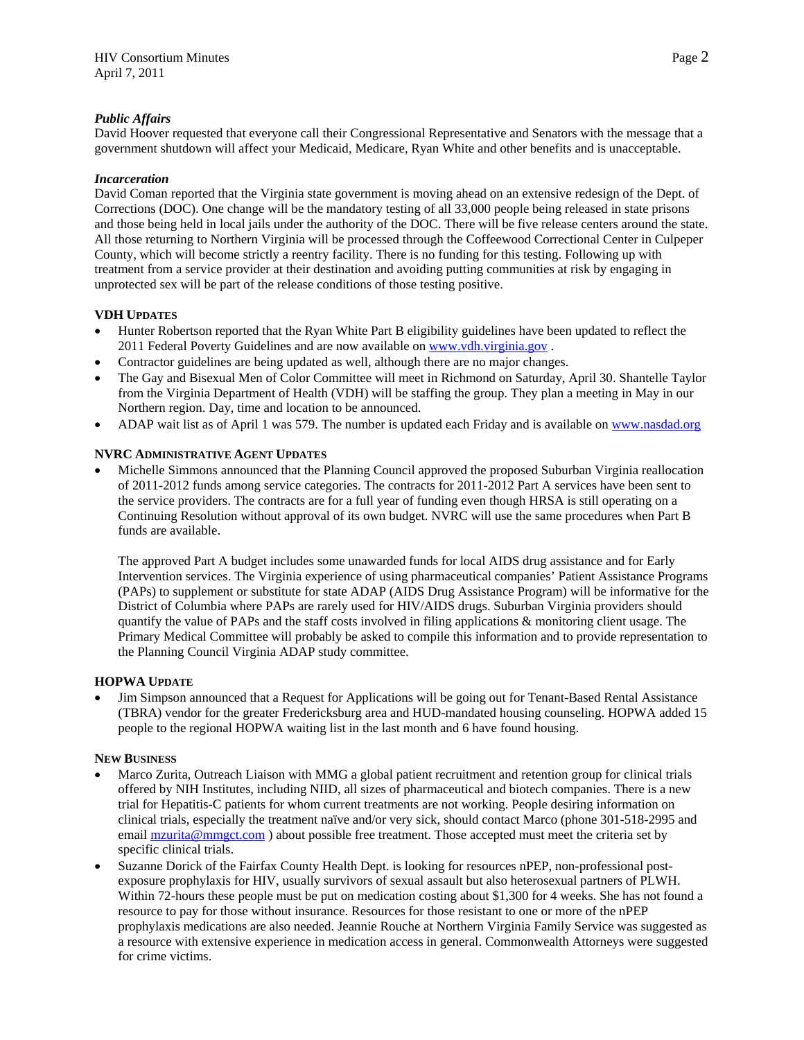### *Public Affairs*

David Hoover requested that everyone call their Congressional Representative and Senators with the message that a government shutdown will affect your Medicaid, Medicare, Ryan White and other benefits and is unacceptable.

### *Incarceration*

David Coman reported that the Virginia state government is moving ahead on an extensive redesign of the Dept. of Corrections (DOC). One change will be the mandatory testing of all 33,000 people being released in state prisons and those being held in local jails under the authority of the DOC. There will be five release centers around the state. All those returning to Northern Virginia will be processed through the Coffeewood Correctional Center in Culpeper County, which will become strictly a reentry facility. There is no funding for this testing. Following up with treatment from a service provider at their destination and avoiding putting communities at risk by engaging in unprotected sex will be part of the release conditions of those testing positive.

## VDH Updates

- Hunter Robertson reported that the Ryan White Part B eligibility guidelines have been updated to reflect the 2011 Federal Poverty Guidelines and are now available on www.vdh.virginia.gov .
- Contractor guidelines are being updated as well, although there are no major changes.
- The Gay and Bisexual Men of Color Committee will meet in Richmond on Saturday, April 30. Shantelle Taylor from the Virginia Department of Health (VDH) will be staffing the group. They plan a meeting in May in our Northern region. Day, time and location to be announced.
- ADAP wait list as of April 1 was 579. The number is updated each Friday and is available on www.nasdad.org

## NVRC Administrative Agent Updates

- Michelle Simmons announced that the Planning Council approved the proposed Suburban Virginia reallocation of 2011-2012 funds among service categories. The contracts for 2011-2012 Part A services have been sent to the service providers. The contracts are for a full year of funding even though HRSA is still operating on a Continuing Resolution without approval of its own budget. NVRC will use the same procedures when Part B funds are available.

  The approved Part A budget includes some unawarded funds for local AIDS drug assistance and for Early Intervention services. The Virginia experience of using pharmaceutical companies' Patient Assistance Programs (PAPs) to supplement or substitute for state ADAP (AIDS Drug Assistance Program) will be informative for the District of Columbia where PAPs are rarely used for HIV/AIDS drugs. Suburban Virginia providers should quantify the value of PAPs and the staff costs involved in filing applications & monitoring client usage. The Primary Medical Committee will probably be asked to compile this information and to provide representation to the Planning Council Virginia ADAP study committee.

## HOPWA Update

- Jim Simpson announced that a Request for Applications will be going out for Tenant-Based Rental Assistance (TBRA) vendor for the greater Fredericksburg area and HUD-mandated housing counseling. HOPWA added 15 people to the regional HOPWA waiting list in the last month and 6 have found housing.

## New Business

- Marco Zurita, Outreach Liaison with MMG a global patient recruitment and retention group for clinical trials offered by NIH Institutes, including NIID, all sizes of pharmaceutical and biotech companies. There is a new trial for Hepatitis-C patients for whom current treatments are not working. People desiring information on clinical trials, especially the treatment naïve and/or very sick, should contact Marco (phone 301-518-2995 and email mzurita@mmgct.com ) about possible free treatment. Those accepted must meet the criteria set by specific clinical trials.
- Suzanne Dorick of the Fairfax County Health Dept. is looking for resources nPEP, non-professional post-exposure prophylaxis for HIV, usually survivors of sexual assault but also heterosexual partners of PLWH. Within 72-hours these people must be put on medication costing about $1,300 for 4 weeks. She has not found a resource to pay for those without insurance. Resources for those resistant to one or more of the nPEP prophylaxis medications are also needed. Jeannie Rouche at Northern Virginia Family Service was suggested as a resource with extensive experience in medication access in general. Commonwealth Attorneys were suggested for crime victims.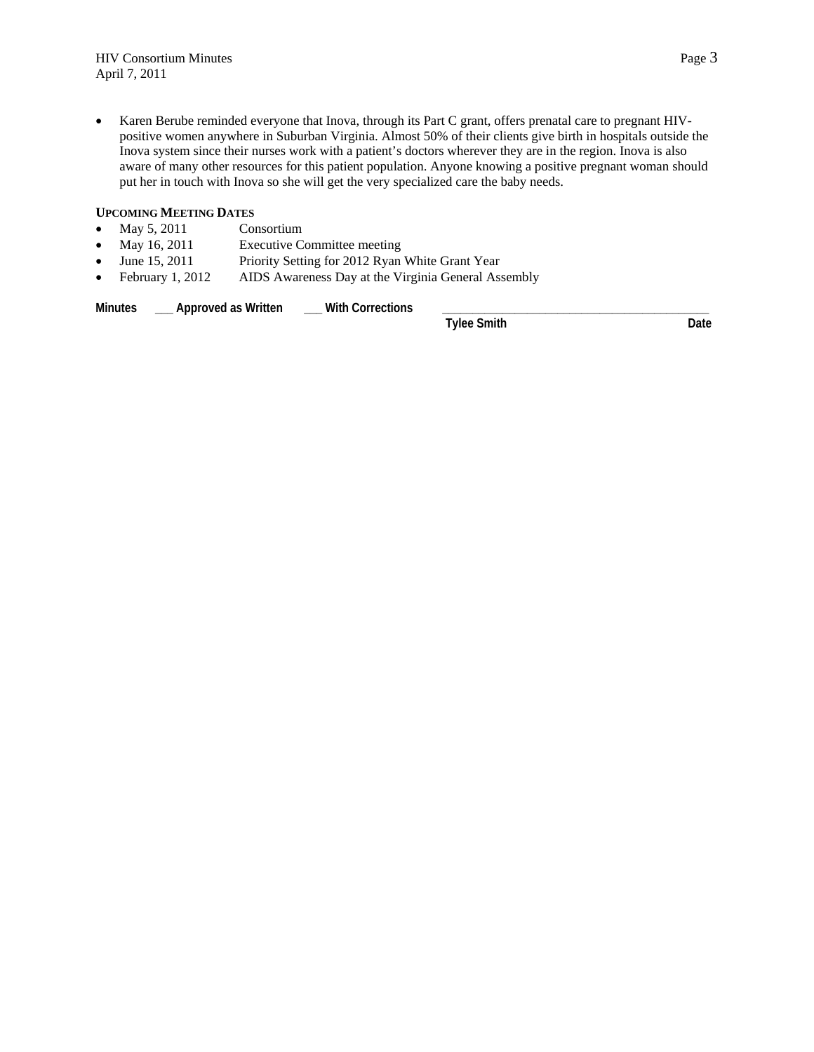- Karen Berube reminded everyone that Inova, through its Part C grant, offers prenatal care to pregnant HIV-positive women anywhere in Suburban Virginia. Almost 50% of their clients give birth in hospitals outside the Inova system since their nurses work with a patient's doctors wherever they are in the region. Inova is also aware of many other resources for this patient population. Anyone knowing a positive pregnant woman should put her in touch with Inova so she will get the very specialized care the baby needs.

**UPCOMING MEETING DATES**

- May 5, 2011 — Consortium
- May 16, 2011 — Executive Committee meeting
- June 15, 2011 — Priority Setting for 2012 Ryan White Grant Year
- February 1, 2012 — AIDS Awareness Day at the Virginia General Assembly

**Minutes** ___ **Approved as Written** ___ **With Corrections** ____________________________________________

**Tylee Smith** **Date**